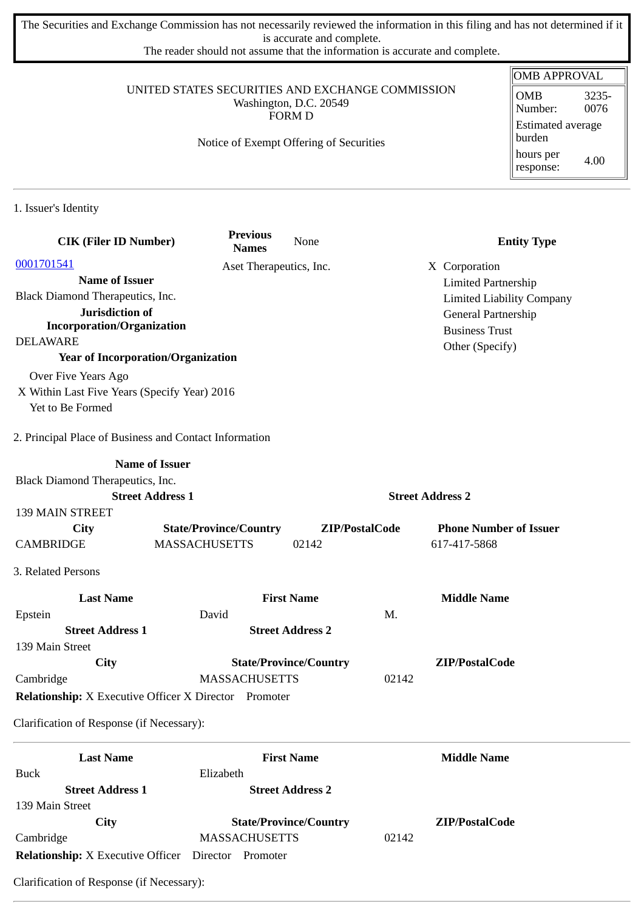The Securities and Exchange Commission has not necessarily reviewed the information in this filing and has not determined if it is accurate and complete.
The reader should not assume that the information is accurate and complete.

| OMB APPROVAL | |
|---|---|
| OMB Number: | 3235-0076 |
| Estimated average burden | |
| hours per response: | 4.00 |

UNITED STATES SECURITIES AND EXCHANGE COMMISSION
Washington, D.C. 20549
FORM D

Notice of Exempt Offering of Securities

## 1. Issuer's Identity

| CIK (Filer ID Number) | Previous Names | None | Entity Type |
|---|---|---|---|
| 0001701541 | Aset Therapeutics, Inc. | | X Corporation |
| **Name of Issuer** | | | Limited Partnership |
| Black Diamond Therapeutics, Inc. | | | Limited Liability Company |
| **Jurisdiction of Incorporation/Organization** | | | General Partnership |
| DELAWARE | | | Business Trust |
| **Year of Incorporation/Organization** | | | Other (Specify) |

Over Five Years Ago
X Within Last Five Years (Specify Year) 2016
Yet to Be Formed

## 2. Principal Place of Business and Contact Information

| Name of Issuer | | | |
|---|---|---|---|
| Black Diamond Therapeutics, Inc. | | | |
| **Street Address 1** | | **Street Address 2** | |
| 139 MAIN STREET | | | |
| **City** | **State/Province/Country** | **ZIP/PostalCode** | **Phone Number of Issuer** |
| CAMBRIDGE | MASSACHUSETTS | 02142 | 617-417-5868 |

## 3. Related Persons

| Last Name | First Name | Middle Name |
|---|---|---|
| Epstein | David | M. |
| **Street Address 1** | **Street Address 2** | |
| 139 Main Street | | |
| **City** | **State/Province/Country** | **ZIP/PostalCode** |
| Cambridge | MASSACHUSETTS | 02142 |

**Relationship:** X Executive Officer X Director Promoter

Clarification of Response (if Necessary):

---

| Last Name | First Name | Middle Name |
|---|---|---|
| Buck | Elizabeth | |
| **Street Address 1** | **Street Address 2** | |
| 139 Main Street | | |
| **City** | **State/Province/Country** | **ZIP/PostalCode** |
| Cambridge | MASSACHUSETTS | 02142 |

**Relationship:** X Executive Officer Director Promoter

Clarification of Response (if Necessary):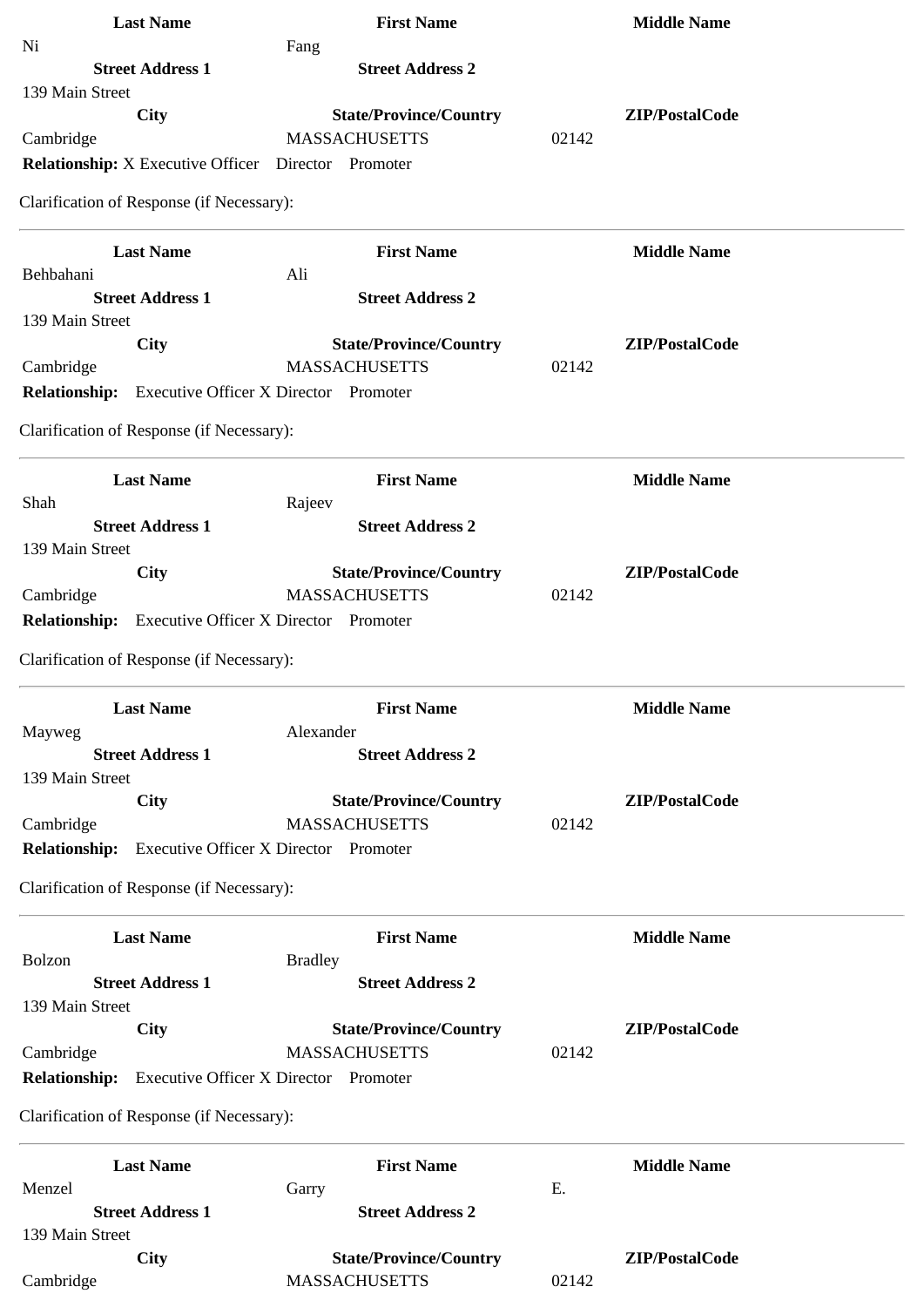| Last Name | First Name | Middle Name |
|---|---|---|
| Ni | Fang | |
| **Street Address 1** | **Street Address 2** | |
| 139 Main Street | | |
| **City** | **State/Province/Country** | **ZIP/PostalCode** |
| Cambridge | MASSACHUSETTS | 02142 |

**Relationship:** X Executive Officer Director Promoter

Clarification of Response (if Necessary):

---

| Last Name | First Name | Middle Name |
|---|---|---|
| Behbahani | Ali | |
| **Street Address 1** | **Street Address 2** | |
| 139 Main Street | | |
| **City** | **State/Province/Country** | **ZIP/PostalCode** |
| Cambridge | MASSACHUSETTS | 02142 |

**Relationship:** Executive Officer X Director Promoter

Clarification of Response (if Necessary):

---

| Last Name | First Name | Middle Name |
|---|---|---|
| Shah | Rajeev | |
| **Street Address 1** | **Street Address 2** | |
| 139 Main Street | | |
| **City** | **State/Province/Country** | **ZIP/PostalCode** |
| Cambridge | MASSACHUSETTS | 02142 |

**Relationship:** Executive Officer X Director Promoter

Clarification of Response (if Necessary):

---

| Last Name | First Name | Middle Name |
|---|---|---|
| Mayweg | Alexander | |
| **Street Address 1** | **Street Address 2** | |
| 139 Main Street | | |
| **City** | **State/Province/Country** | **ZIP/PostalCode** |
| Cambridge | MASSACHUSETTS | 02142 |

**Relationship:** Executive Officer X Director Promoter

Clarification of Response (if Necessary):

---

| Last Name | First Name | Middle Name |
|---|---|---|
| Bolzon | Bradley | |
| **Street Address 1** | **Street Address 2** | |
| 139 Main Street | | |
| **City** | **State/Province/Country** | **ZIP/PostalCode** |
| Cambridge | MASSACHUSETTS | 02142 |

**Relationship:** Executive Officer X Director Promoter

Clarification of Response (if Necessary):

---

| Last Name | First Name | Middle Name |
|---|---|---|
| Menzel | Garry | E. |
| **Street Address 1** | **Street Address 2** | |
| 139 Main Street | | |
| **City** | **State/Province/Country** | **ZIP/PostalCode** |
| Cambridge | MASSACHUSETTS | 02142 |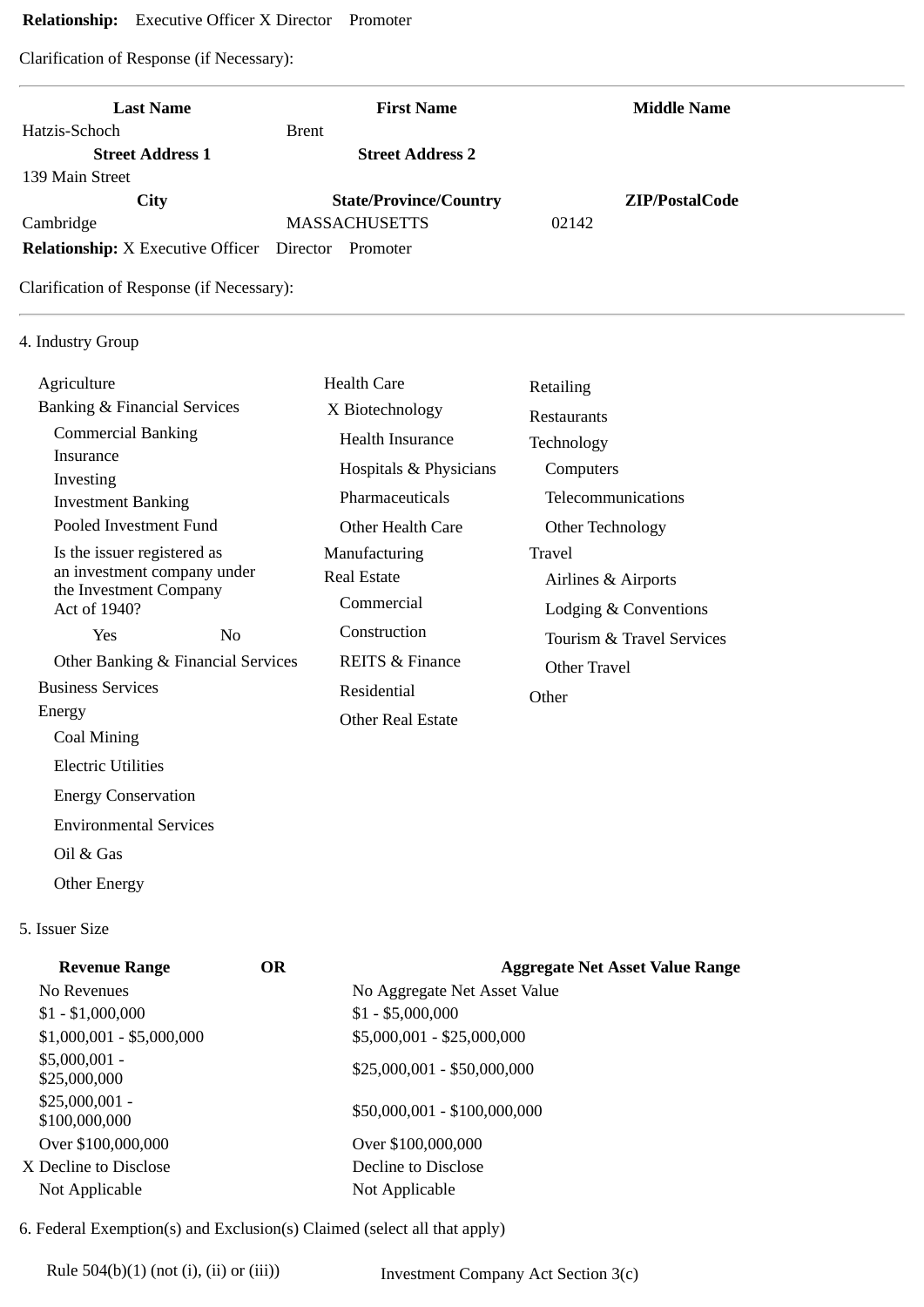**Relationship:** Executive Officer X Director Promoter

Clarification of Response (if Necessary):

---

| Last Name | First Name | Middle Name |
|---|---|---|
| Hatzis-Schoch | Brent | |
| **Street Address 1** | **Street Address 2** | |
| 139 Main Street | | |
| **City** | **State/Province/Country** | **ZIP/PostalCode** |
| Cambridge | MASSACHUSETTS | 02142 |

**Relationship:** X Executive Officer Director Promoter

Clarification of Response (if Necessary):

---

4. Industry Group

| | | |
|---|---|---|
| Agriculture | Health Care | Retailing |
| Banking & Financial Services | X Biotechnology | Restaurants |
| Commercial Banking | Health Insurance | Technology |
| Insurance | Hospitals & Physicians | Computers |
| Investing | Pharmaceuticals | Telecommunications |
| Investment Banking | Other Health Care | Other Technology |
| Pooled Investment Fund | Manufacturing | Travel |
| Is the issuer registered as an investment company under the Investment Company Act of 1940? | Real Estate | Airlines & Airports |
| Yes No | Commercial | Lodging & Conventions |
| Other Banking & Financial Services | Construction | Tourism & Travel Services |
| Business Services | REITS & Finance | Other Travel |
| Energy | Residential | Other |
| Coal Mining | Other Real Estate | |
| Electric Utilities | | |
| Energy Conservation | | |
| Environmental Services | | |
| Oil & Gas | | |
| Other Energy | | |

5. Issuer Size

| Revenue Range | OR | Aggregate Net Asset Value Range |
|---|---|---|
| No Revenues | | No Aggregate Net Asset Value |
| $1 - $1,000,000 | | $1 - $5,000,000 |
| $1,000,001 - $5,000,000 | | $5,000,001 - $25,000,000 |
| $5,000,001 - $25,000,000 | | $25,000,001 - $50,000,000 |
| $25,000,001 - $100,000,000 | | $50,000,001 - $100,000,000 |
| Over $100,000,000 | | Over $100,000,000 |
| X Decline to Disclose | | Decline to Disclose |
| Not Applicable | | Not Applicable |

6. Federal Exemption(s) and Exclusion(s) Claimed (select all that apply)

| | |
|---|---|
| Rule 504(b)(1) (not (i), (ii) or (iii)) | Investment Company Act Section 3(c) |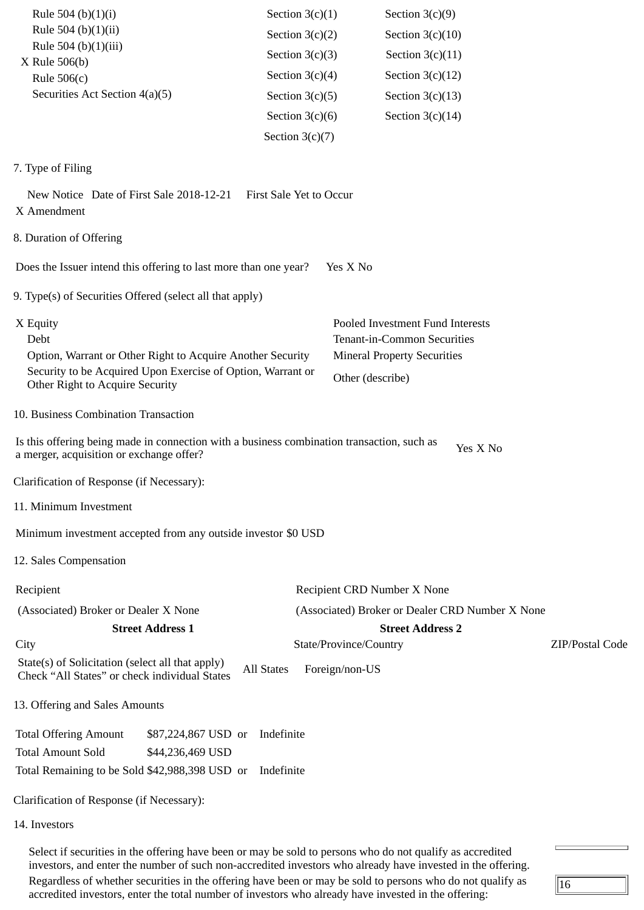| | | |
|---|---|---|
| Rule 504 (b)(1)(i) | Section 3(c)(1) | Section 3(c)(9) |
| Rule 504 (b)(1)(ii) | Section 3(c)(2) | Section 3(c)(10) |
| Rule 504 (b)(1)(iii) | Section 3(c)(3) | Section 3(c)(11) |
| X Rule 506(b) | Section 3(c)(4) | Section 3(c)(12) |
| Rule 506(c) | Section 3(c)(5) | Section 3(c)(13) |
| Securities Act Section 4(a)(5) | Section 3(c)(6) | Section 3(c)(14) |
| | Section 3(c)(7) | |

7. Type of Filing

New Notice Date of First Sale 2018-12-21 First Sale Yet to Occur
X Amendment

8. Duration of Offering

Does the Issuer intend this offering to last more than one year? Yes X No

9. Type(s) of Securities Offered (select all that apply)

| | |
|---|---|
| X Equity | Pooled Investment Fund Interests |
| Debt | Tenant-in-Common Securities |
| Option, Warrant or Other Right to Acquire Another Security | Mineral Property Securities |
| Security to be Acquired Upon Exercise of Option, Warrant or Other Right to Acquire Security | Other (describe) |

10. Business Combination Transaction

Is this offering being made in connection with a business combination transaction, such as a merger, acquisition or exchange offer? Yes X No

Clarification of Response (if Necessary):

11. Minimum Investment

Minimum investment accepted from any outside investor $0 USD

12. Sales Compensation

| | | |
|---|---|---|
| Recipient | Recipient CRD Number X None | |
| (Associated) Broker or Dealer X None | (Associated) Broker or Dealer CRD Number X None | |
| **Street Address 1** | **Street Address 2** | |
| City | State/Province/Country | ZIP/Postal Code |
| State(s) of Solicitation (select all that apply) Check "All States" or check individual States | All States Foreign/non-US | |

13. Offering and Sales Amounts

| | | |
|---|---|---|
| Total Offering Amount | $87,224,867 USD or | Indefinite |
| Total Amount Sold | $44,236,469 USD | |
| Total Remaining to be Sold | $42,988,398 USD or | Indefinite |

Clarification of Response (if Necessary):

14. Investors

Select if securities in the offering have been or may be sold to persons who do not qualify as accredited investors, and enter the number of such non-accredited investors who already have invested in the offering.

Regardless of whether securities in the offering have been or may be sold to persons who do not qualify as accredited investors, enter the total number of investors who already have invested in the offering: 16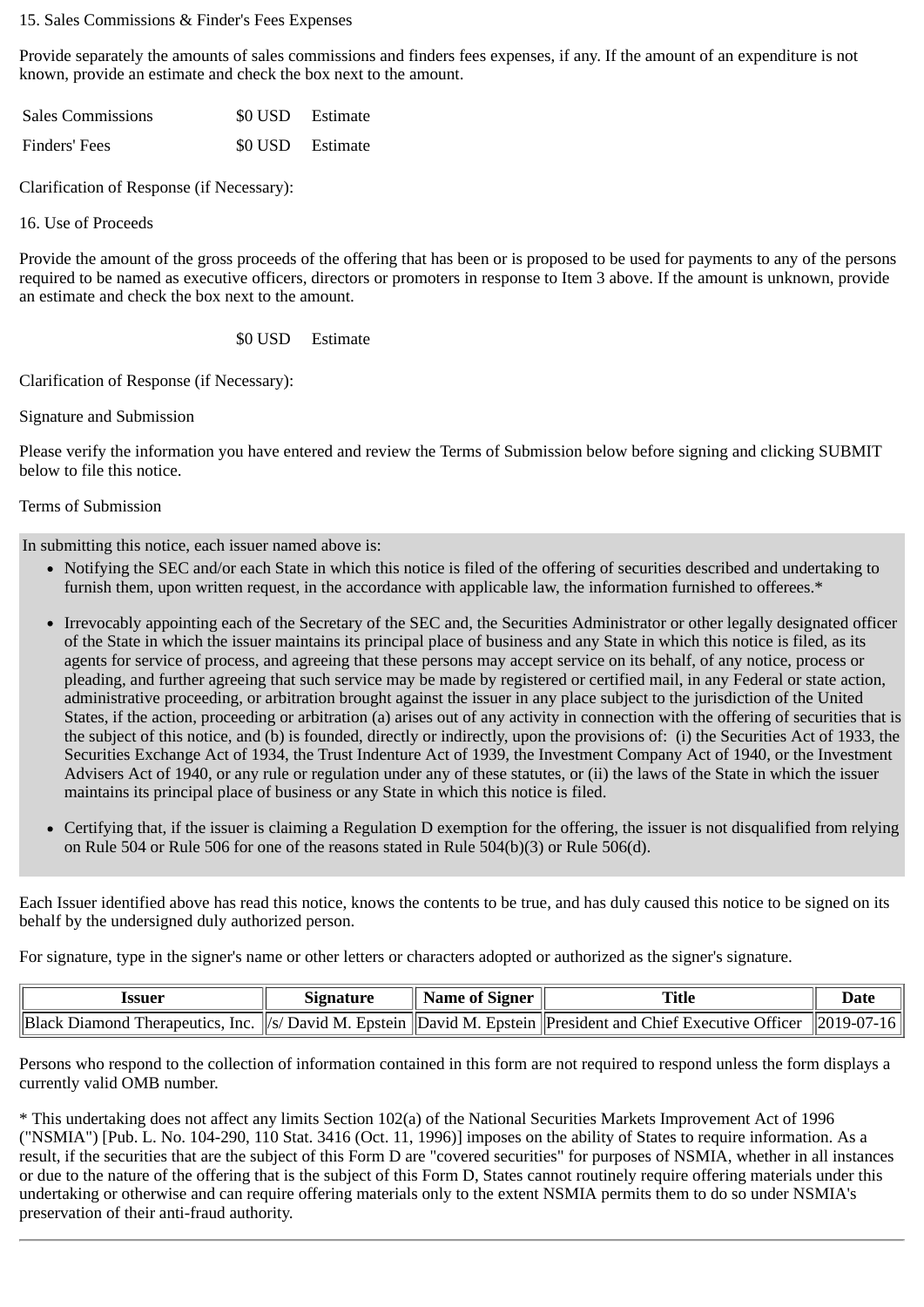15. Sales Commissions & Finder's Fees Expenses

Provide separately the amounts of sales commissions and finders fees expenses, if any. If the amount of an expenditure is not known, provide an estimate and check the box next to the amount.

| | | |
|---|---|---|
| Sales Commissions | $0 USD | Estimate |
| Finders' Fees | $0 USD | Estimate |

Clarification of Response (if Necessary):

16. Use of Proceeds

Provide the amount of the gross proceeds of the offering that has been or is proposed to be used for payments to any of the persons required to be named as executive officers, directors or promoters in response to Item 3 above. If the amount is unknown, provide an estimate and check the box next to the amount.

$0 USD Estimate

Clarification of Response (if Necessary):

Signature and Submission

Please verify the information you have entered and review the Terms of Submission below before signing and clicking SUBMIT below to file this notice.

Terms of Submission

In submitting this notice, each issuer named above is:

- Notifying the SEC and/or each State in which this notice is filed of the offering of securities described and undertaking to furnish them, upon written request, in the accordance with applicable law, the information furnished to offerees.*
- Irrevocably appointing each of the Secretary of the SEC and, the Securities Administrator or other legally designated officer of the State in which the issuer maintains its principal place of business and any State in which this notice is filed, as its agents for service of process, and agreeing that these persons may accept service on its behalf, of any notice, process or pleading, and further agreeing that such service may be made by registered or certified mail, in any Federal or state action, administrative proceeding, or arbitration brought against the issuer in any place subject to the jurisdiction of the United States, if the action, proceeding or arbitration (a) arises out of any activity in connection with the offering of securities that is the subject of this notice, and (b) is founded, directly or indirectly, upon the provisions of: (i) the Securities Act of 1933, the Securities Exchange Act of 1934, the Trust Indenture Act of 1939, the Investment Company Act of 1940, or the Investment Advisers Act of 1940, or any rule or regulation under any of these statutes, or (ii) the laws of the State in which the issuer maintains its principal place of business or any State in which this notice is filed.
- Certifying that, if the issuer is claiming a Regulation D exemption for the offering, the issuer is not disqualified from relying on Rule 504 or Rule 506 for one of the reasons stated in Rule 504(b)(3) or Rule 506(d).

Each Issuer identified above has read this notice, knows the contents to be true, and has duly caused this notice to be signed on its behalf by the undersigned duly authorized person.

For signature, type in the signer's name or other letters or characters adopted or authorized as the signer's signature.

| Issuer | Signature | Name of Signer | Title | Date |
|---|---|---|---|---|
| Black Diamond Therapeutics, Inc. | /s/ David M. Epstein | David M. Epstein | President and Chief Executive Officer | 2019-07-16 |

Persons who respond to the collection of information contained in this form are not required to respond unless the form displays a currently valid OMB number.

\* This undertaking does not affect any limits Section 102(a) of the National Securities Markets Improvement Act of 1996 ("NSMIA") [Pub. L. No. 104-290, 110 Stat. 3416 (Oct. 11, 1996)] imposes on the ability of States to require information. As a result, if the securities that are the subject of this Form D are "covered securities" for purposes of NSMIA, whether in all instances or due to the nature of the offering that is the subject of this Form D, States cannot routinely require offering materials under this undertaking or otherwise and can require offering materials only to the extent NSMIA permits them to do so under NSMIA's preservation of their anti-fraud authority.